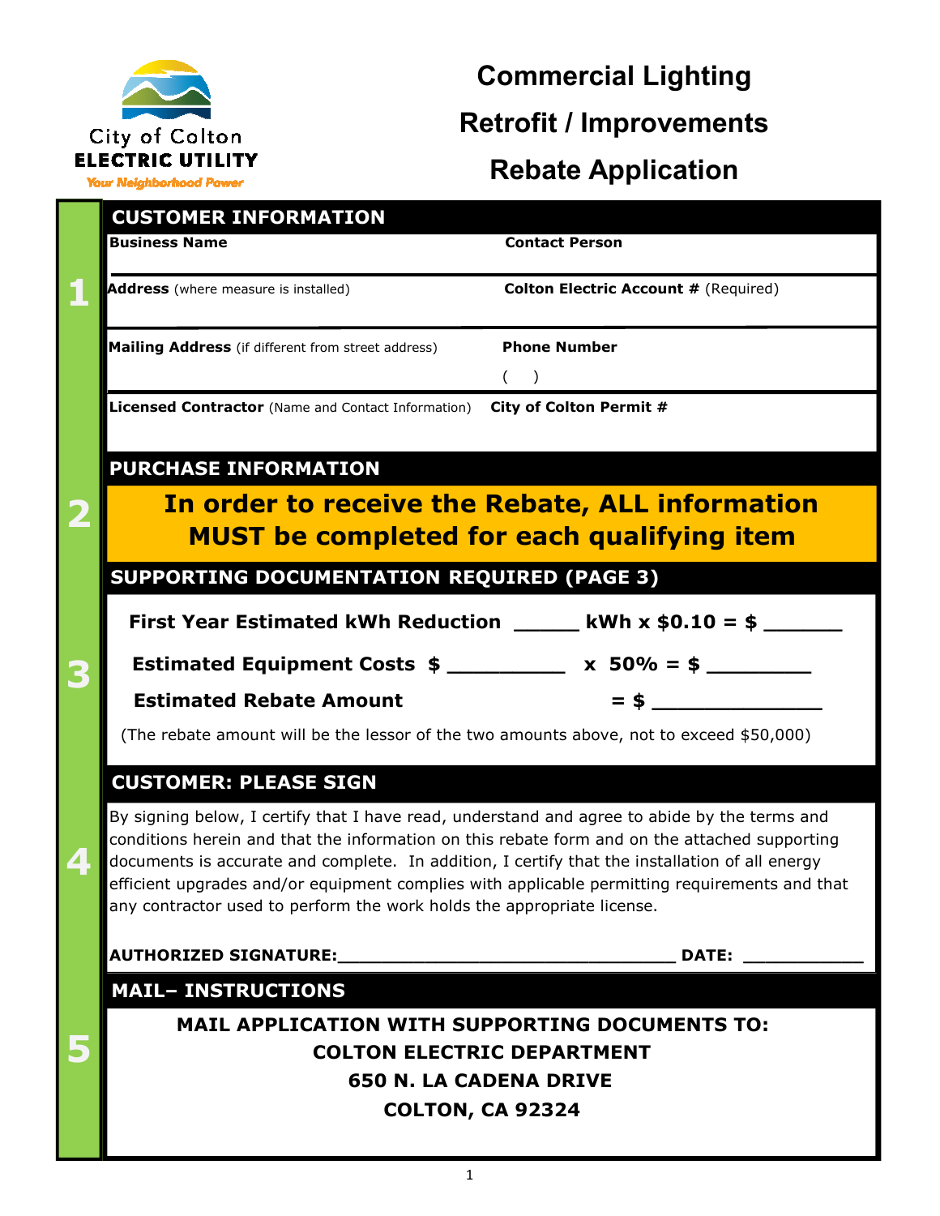City of Colton
**ELECTRIC UTILITY**
*Your Neighborhood Power*

# Commercial Lighting Retrofit / Improvements Rebate Application

## 1 CUSTOMER INFORMATION

| **Business Name** | **Contact Person** |
|---|---|
| **Address** (where measure is installed) | **Colton Electric Account #** (Required) |
| **Mailing Address** (if different from street address) | **Phone Number** ( ) |
| **Licensed Contractor** (Name and Contact Information) | **City of Colton Permit #** |

## 2 PURCHASE INFORMATION

**In order to receive the Rebate, ALL information MUST be completed for each qualifying item**

## 3 SUPPORTING DOCUMENTATION REQUIRED (PAGE 3)

**First Year Estimated kWh Reduction _____ kWh x $0.10 = $ ______**

**Estimated Equipment Costs $ _________ x 50% = $ ________**

**Estimated Rebate Amount = $ ______________**

(The rebate amount will be the lessor of the two amounts above, not to exceed $50,000)

## 4 CUSTOMER: PLEASE SIGN

By signing below, I certify that I have read, understand and agree to abide by the terms and conditions herein and that the information on this rebate form and on the attached supporting documents is accurate and complete. In addition, I certify that the installation of all energy efficient upgrades and/or equipment complies with applicable permitting requirements and that any contractor used to perform the work holds the appropriate license.

**AUTHORIZED SIGNATURE:________________________________ DATE: ___________**

## 5 MAIL– INSTRUCTIONS

**MAIL APPLICATION WITH SUPPORTING DOCUMENTS TO:**
**COLTON ELECTRIC DEPARTMENT**
**650 N. LA CADENA DRIVE**
**COLTON, CA 92324**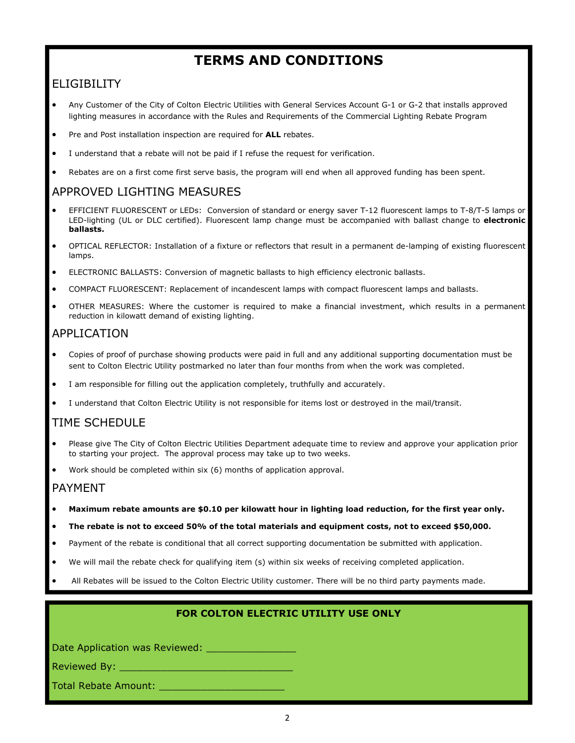# TERMS AND CONDITIONS

## ELIGIBILITY

- Any Customer of the City of Colton Electric Utilities with General Services Account G-1 or G-2 that installs approved lighting measures in accordance with the Rules and Requirements of the Commercial Lighting Rebate Program
- Pre and Post installation inspection are required for **ALL** rebates.
- I understand that a rebate will not be paid if I refuse the request for verification.
- Rebates are on a first come first serve basis, the program will end when all approved funding has been spent.

## APPROVED LIGHTING MEASURES

- EFFICIENT FLUORESCENT or LEDs: Conversion of standard or energy saver T-12 fluorescent lamps to T-8/T-5 lamps or LED-lighting (UL or DLC certified). Fluorescent lamp change must be accompanied with ballast change to **electronic ballasts.**
- OPTICAL REFLECTOR: Installation of a fixture or reflectors that result in a permanent de-lamping of existing fluorescent lamps.
- ELECTRONIC BALLASTS: Conversion of magnetic ballasts to high efficiency electronic ballasts.
- COMPACT FLUORESCENT: Replacement of incandescent lamps with compact fluorescent lamps and ballasts.
- OTHER MEASURES: Where the customer is required to make a financial investment, which results in a permanent reduction in kilowatt demand of existing lighting.

## APPLICATION

- Copies of proof of purchase showing products were paid in full and any additional supporting documentation must be sent to Colton Electric Utility postmarked no later than four months from when the work was completed.
- I am responsible for filling out the application completely, truthfully and accurately.
- I understand that Colton Electric Utility is not responsible for items lost or destroyed in the mail/transit.

## TIME SCHEDULE

- Please give The City of Colton Electric Utilities Department adequate time to review and approve your application prior to starting your project. The approval process may take up to two weeks.
- Work should be completed within six (6) months of application approval.

## PAYMENT

- **Maximum rebate amounts are $0.10 per kilowatt hour in lighting load reduction, for the first year only.**
- **The rebate is not to exceed 50% of the total materials and equipment costs, not to exceed $50,000.**
- Payment of the rebate is conditional that all correct supporting documentation be submitted with application.
- We will mail the rebate check for qualifying item (s) within six weeks of receiving completed application.
- All Rebates will be issued to the Colton Electric Utility customer. There will be no third party payments made.

**FOR COLTON ELECTRIC UTILITY USE ONLY**

Date Application was Reviewed: _______________

Reviewed By: ______________________________

Total Rebate Amount: _____________________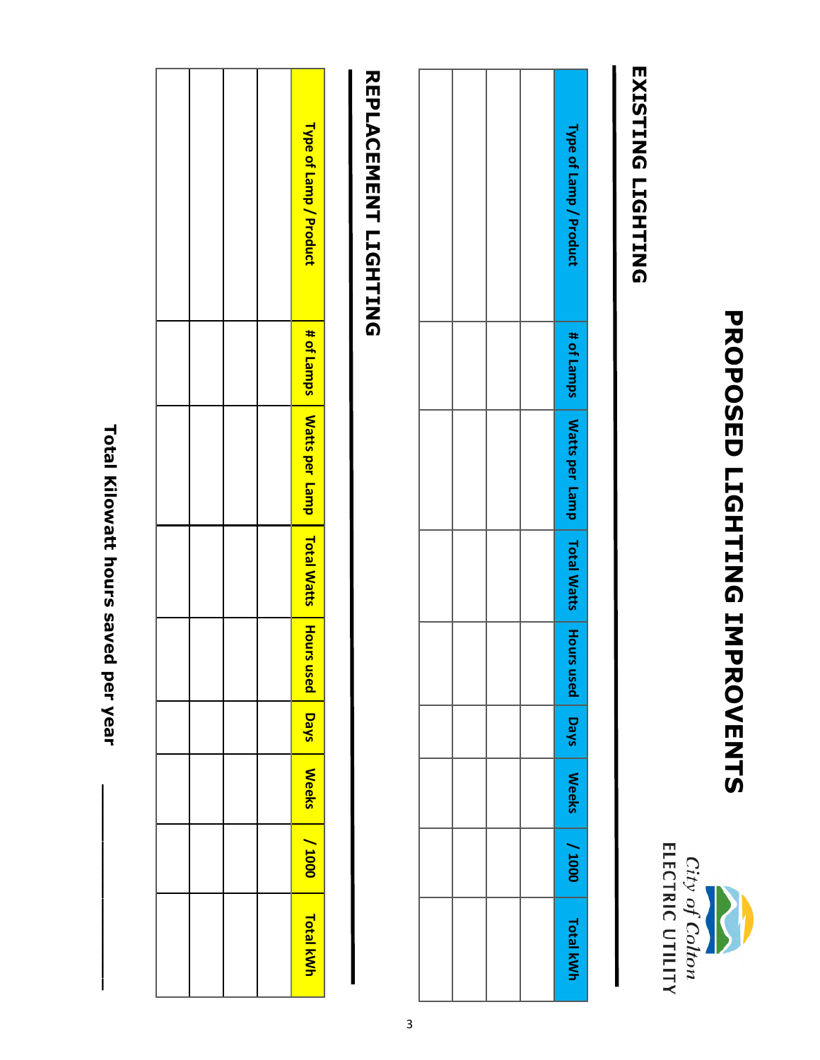# PROPOSED LIGHTING IMPROVENTS

City of Colton
ELECTRIC UTILITY

## EXISTING LIGHTING

| Type of Lamp / Product | # of Lamps | Watts per Lamp | Total Watts | Hours used | Days | Weeks | / 1000 | Total kWh |
|---|---|---|---|---|---|---|---|---|
| | | | | | | | | |
| | | | | | | | | |
| | | | | | | | | |
| | | | | | | | | |

## REPLACEMENT LIGHTING

| Type of Lamp / Product | # of Lamps | Watts per Lamp | Total Watts | Hours used | Days | Weeks | / 1000 | Total kWh |
|---|---|---|---|---|---|---|---|---|
| | | | | | | | | |
| | | | | | | | | |
| | | | | | | | | |
| | | | | | | | | |

**Total Kilowatt hours saved per year** ____________